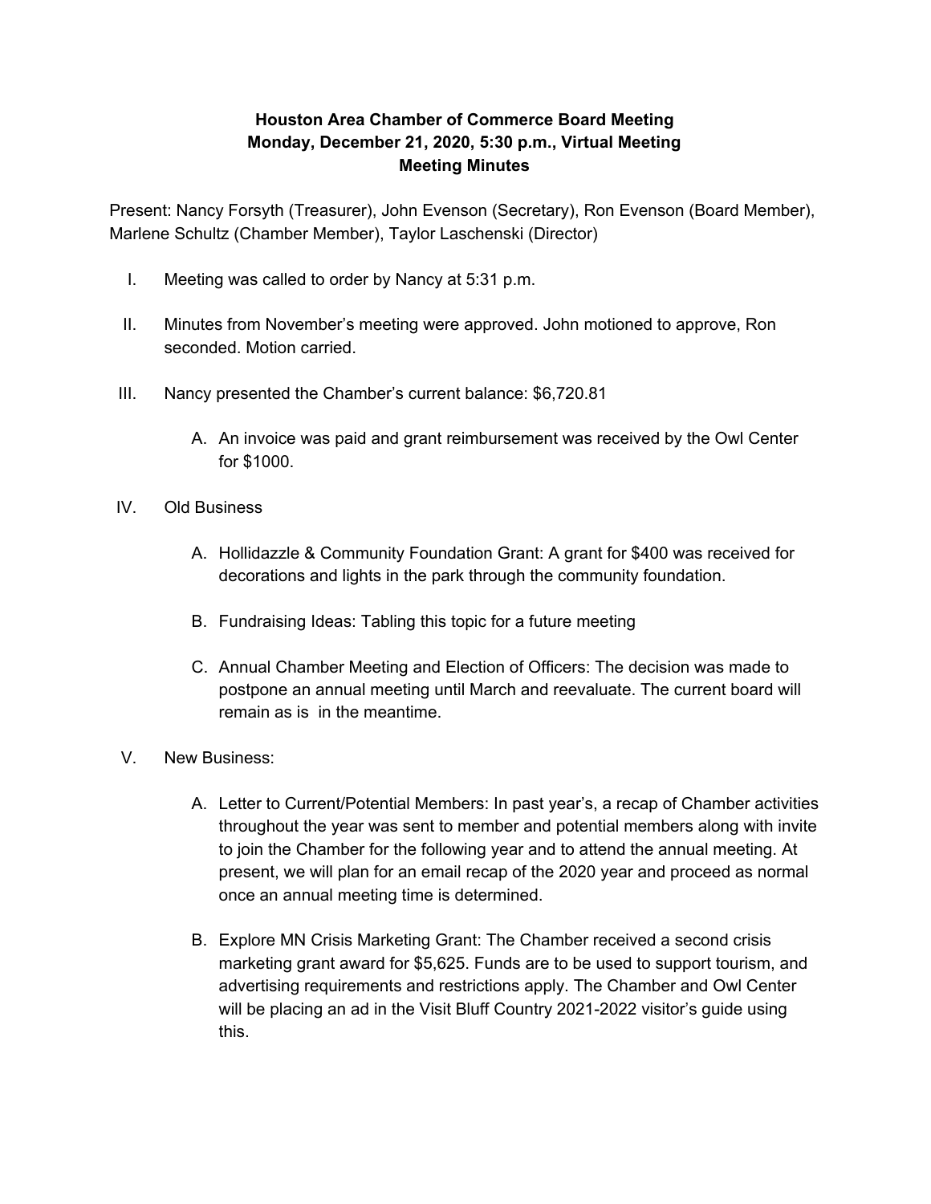**Houston Area Chamber of Commerce Board Meeting**
**Monday, December 21, 2020, 5:30 p.m., Virtual Meeting**
**Meeting Minutes**

Present: Nancy Forsyth (Treasurer), John Evenson (Secretary), Ron Evenson (Board Member), Marlene Schultz (Chamber Member), Taylor Laschenski (Director)

I. Meeting was called to order by Nancy at 5:31 p.m.

II. Minutes from November's meeting were approved. John motioned to approve, Ron seconded. Motion carried.

III. Nancy presented the Chamber's current balance: $6,720.81

   A. An invoice was paid and grant reimbursement was received by the Owl Center for $1000.

IV. Old Business

   A. Hollidazzle & Community Foundation Grant: A grant for $400 was received for decorations and lights in the park through the community foundation.

   B. Fundraising Ideas: Tabling this topic for a future meeting

   C. Annual Chamber Meeting and Election of Officers: The decision was made to postpone an annual meeting until March and reevaluate. The current board will remain as is in the meantime.

V. New Business:

   A. Letter to Current/Potential Members: In past year's, a recap of Chamber activities throughout the year was sent to member and potential members along with invite to join the Chamber for the following year and to attend the annual meeting. At present, we will plan for an email recap of the 2020 year and proceed as normal once an annual meeting time is determined.

   B. Explore MN Crisis Marketing Grant: The Chamber received a second crisis marketing grant award for $5,625. Funds are to be used to support tourism, and advertising requirements and restrictions apply. The Chamber and Owl Center will be placing an ad in the Visit Bluff Country 2021-2022 visitor's guide using this.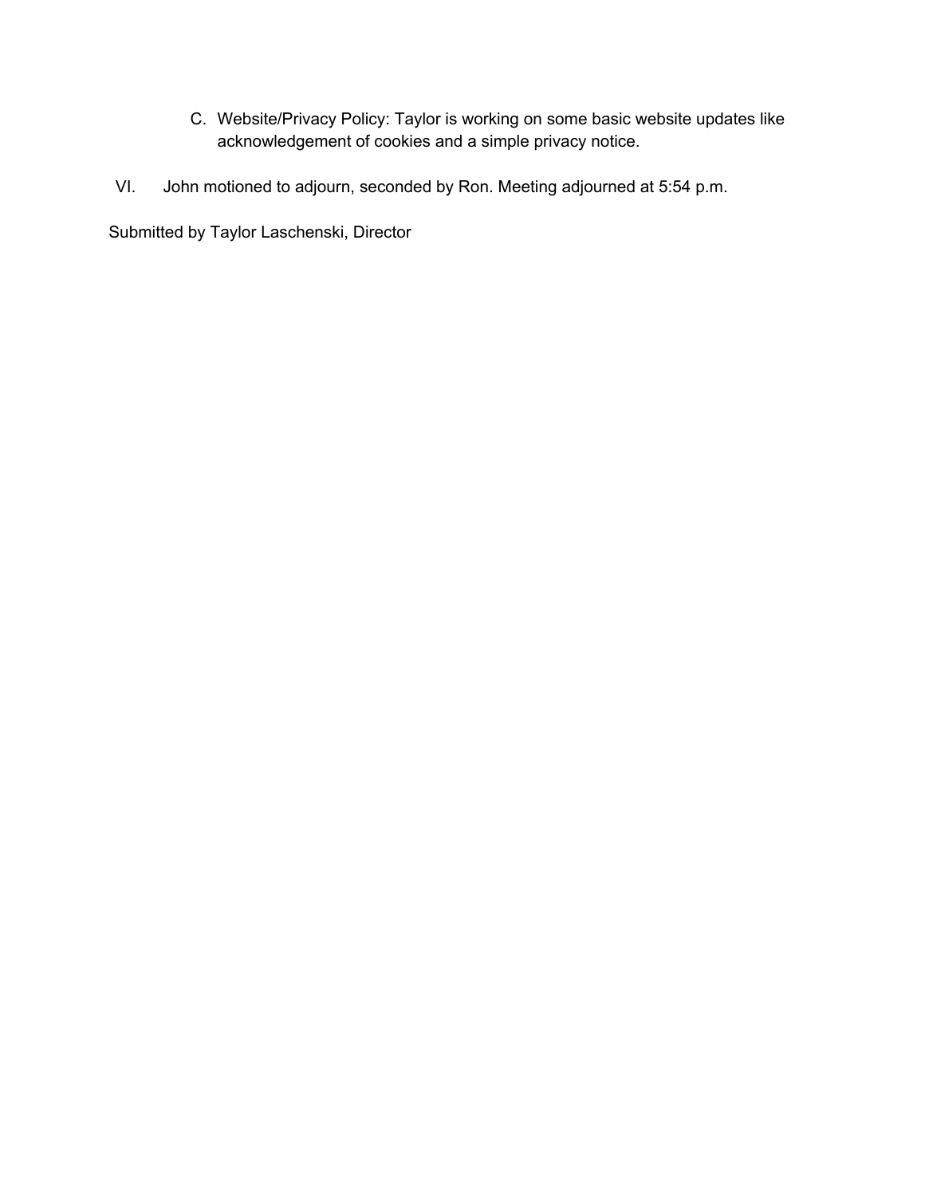C. Website/Privacy Policy: Taylor is working on some basic website updates like acknowledgement of cookies and a simple privacy notice.

VI. John motioned to adjourn, seconded by Ron. Meeting adjourned at 5:54 p.m.

Submitted by Taylor Laschenski, Director